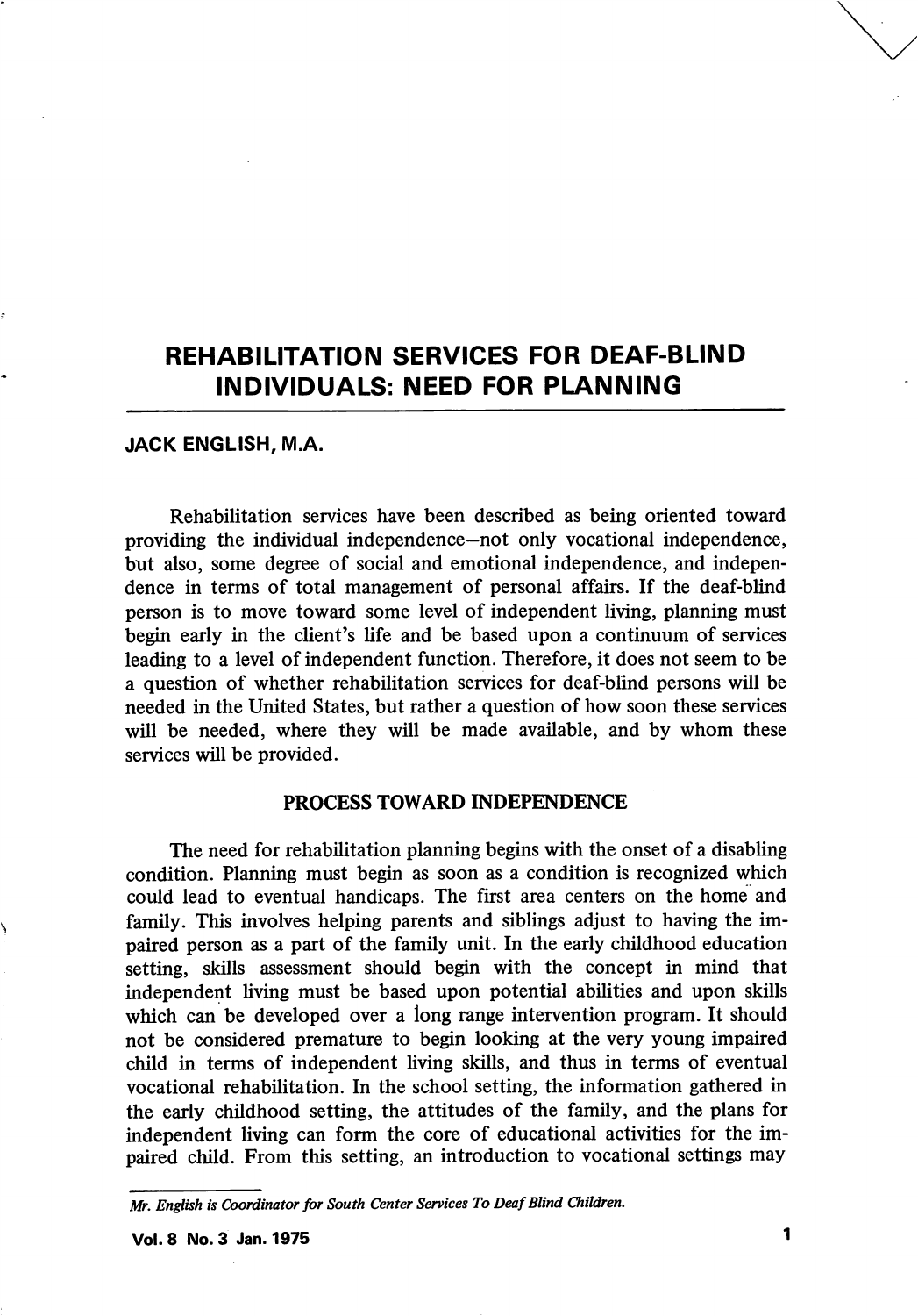# REHABILITATION SERVICES FOR DEAF-BLIND INDIVIDUALS: NEED FOR PLANNING

**JACK ENGLISH, M.A.**

Rehabilitation services have been described as being oriented toward providing the individual independence—not only vocational independence, but also, some degree of social and emotional independence, and independence in terms of total management of personal affairs. If the deaf-blind person is to move toward some level of independent living, planning must begin early in the client's life and be based upon a continuum of services leading to a level of independent function. Therefore, it does not seem to be a question of whether rehabilitation services for deaf-blind persons will be needed in the United States, but rather a question of how soon these services will be needed, where they will be made available, and by whom these services will be provided.

## PROCESS TOWARD INDEPENDENCE

The need for rehabilitation planning begins with the onset of a disabling condition. Planning must begin as soon as a condition is recognized which could lead to eventual handicaps. The first area centers on the home and family. This involves helping parents and siblings adjust to having the impaired person as a part of the family unit. In the early childhood education setting, skills assessment should begin with the concept in mind that independent living must be based upon potential abilities and upon skills which can be developed over a long range intervention program. It should not be considered premature to begin looking at the very young impaired child in terms of independent living skills, and thus in terms of eventual vocational rehabilitation. In the school setting, the information gathered in the early childhood setting, the attitudes of the family, and the plans for independent living can form the core of educational activities for the impaired child. From this setting, an introduction to vocational settings may

---

*Mr. English is Coordinator for South Center Services To Deaf Blind Children.*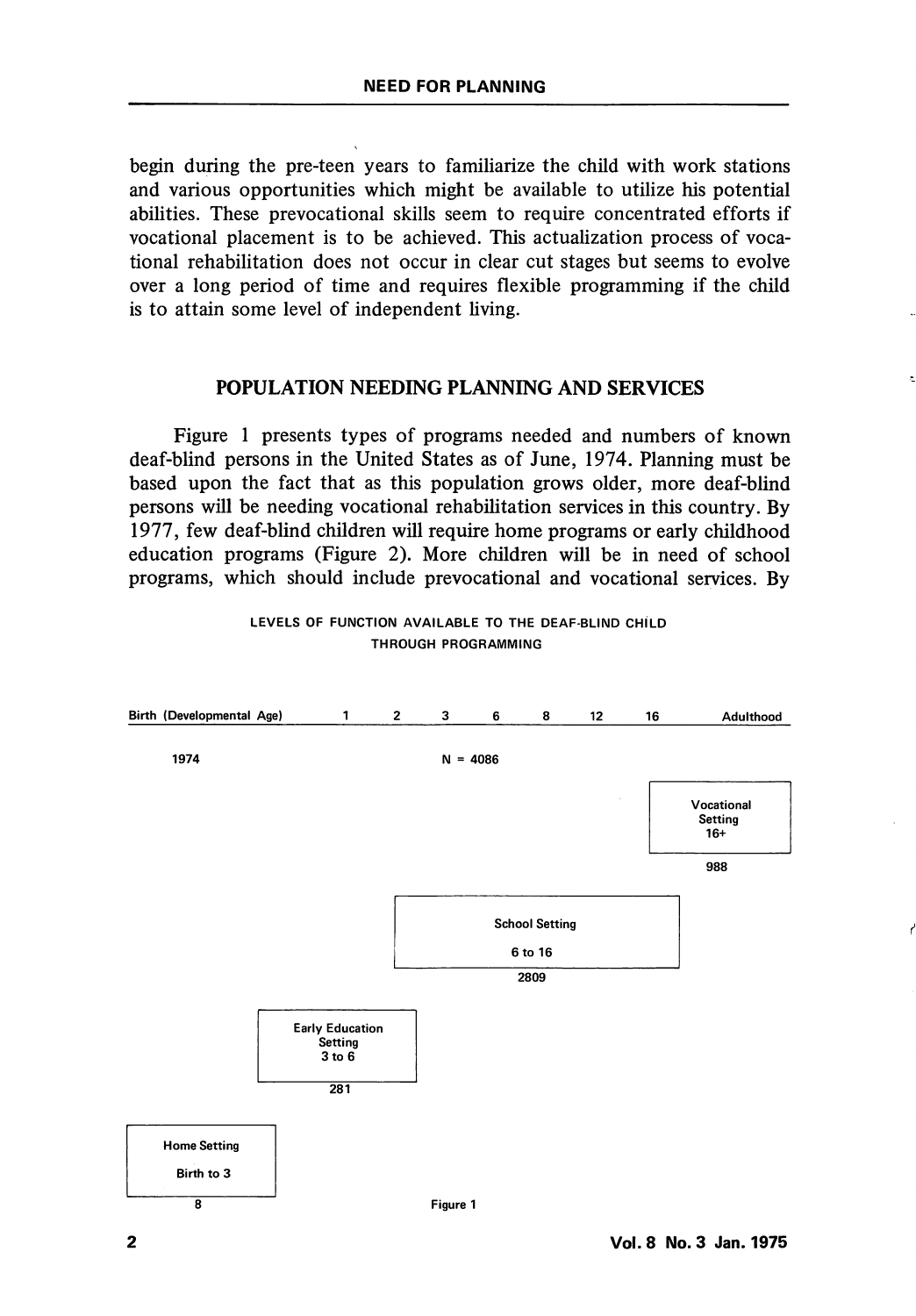begin during the pre-teen years to familiarize the child with work stations and various opportunities which might be available to utilize his potential abilities. These prevocational skills seem to require concentrated efforts if vocational placement is to be achieved. This actualization process of vocational rehabilitation does not occur in clear cut stages but seems to evolve over a long period of time and requires flexible programming if the child is to attain some level of independent living.

## POPULATION NEEDING PLANNING AND SERVICES

Figure 1 presents types of programs needed and numbers of known deaf-blind persons in the United States as of June, 1974. Planning must be based upon the fact that as this population grows older, more deaf-blind persons will be needing vocational rehabilitation services in this country. By 1977, few deaf-blind children will require home programs or early childhood education programs (Figure 2). More children will be in need of school programs, which should include prevocational and vocational services. By

LEVELS OF FUNCTION AVAILABLE TO THE DEAF-BLIND CHILD THROUGH PROGRAMMING

Birth (Developmental Age) 1 2 3 6 8 12 16 Adulthood

1974 N = 4086

| Setting | Ages | Number |
| --- | --- | --- |
| Home Setting | Birth to 3 | 8 |
| Early Education Setting | 3 to 6 | 281 |
| School Setting | 6 to 16 | 2809 |
| Vocational Setting | 16+ | 988 |

Figure 1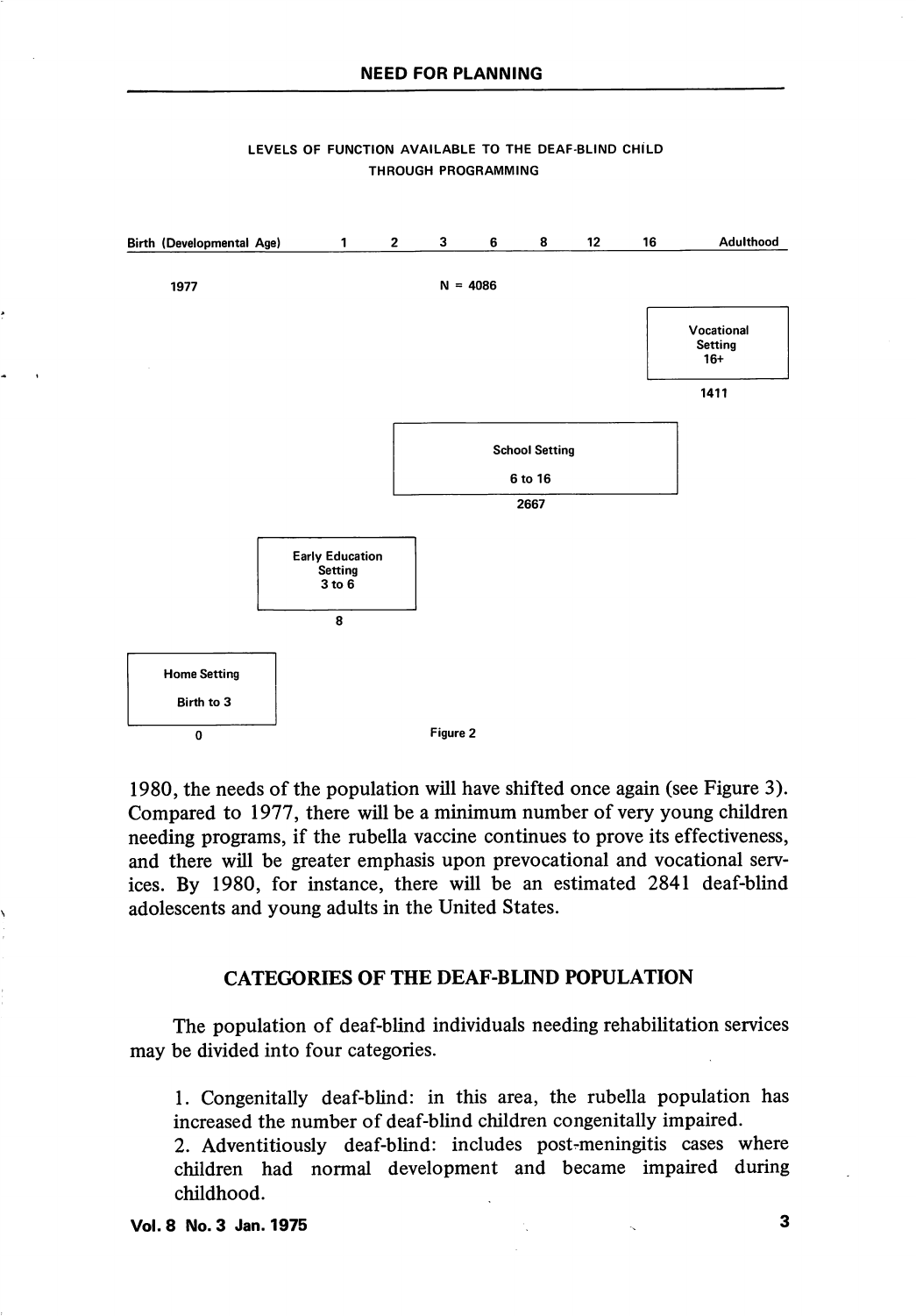LEVELS OF FUNCTION AVAILABLE TO THE DEAF-BLIND CHILD THROUGH PROGRAMMING

Birth (Developmental Age) 1 2 3 6 8 12 16 Adulthood

1977 N = 4086

| Setting | Ages | Number |
|---|---|---|
| Home Setting | Birth to 3 | 0 |
| Early Education Setting | 3 to 6 | 8 |
| School Setting | 6 to 16 | 2667 |
| Vocational Setting | 16+ | 1411 |

Figure 2

1980, the needs of the population will have shifted once again (see Figure 3). Compared to 1977, there will be a minimum number of very young children needing programs, if the rubella vaccine continues to prove its effectiveness, and there will be greater emphasis upon prevocational and vocational services. By 1980, for instance, there will be an estimated 2841 deaf-blind adolescents and young adults in the United States.

## CATEGORIES OF THE DEAF-BLIND POPULATION

The population of deaf-blind individuals needing rehabilitation services may be divided into four categories.

1. Congenitally deaf-blind: in this area, the rubella population has increased the number of deaf-blind children congenitally impaired.
2. Adventitiously deaf-blind: includes post-meningitis cases where children had normal development and became impaired during childhood.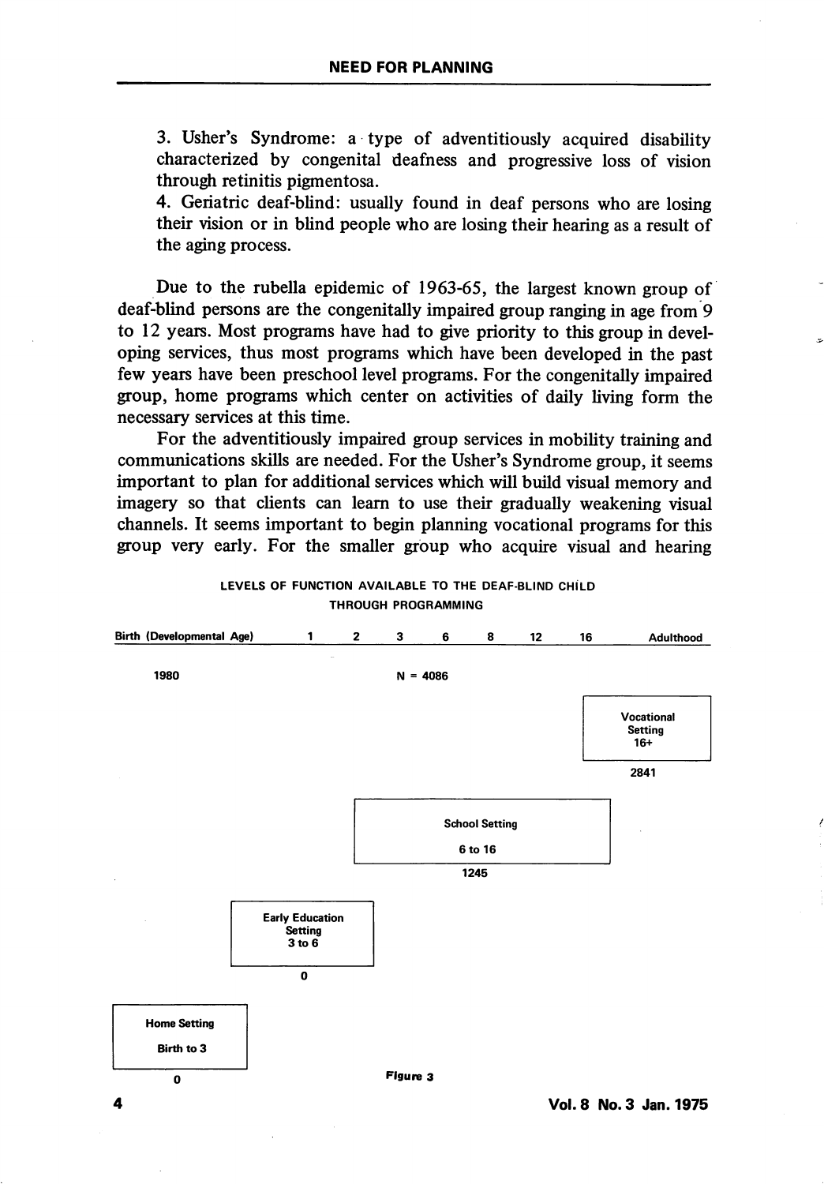3. Usher's Syndrome: a type of adventitiously acquired disability characterized by congenital deafness and progressive loss of vision through retinitis pigmentosa.
4. Geriatric deaf-blind: usually found in deaf persons who are losing their vision or in blind people who are losing their hearing as a result of the aging process.

Due to the rubella epidemic of 1963-65, the largest known group of deaf-blind persons are the congenitally impaired group ranging in age from 9 to 12 years. Most programs have had to give priority to this group in developing services, thus most programs which have been developed in the past few years have been preschool level programs. For the congenitally impaired group, home programs which center on activities of daily living form the necessary services at this time.

For the adventitiously impaired group services in mobility training and communications skills are needed. For the Usher's Syndrome group, it seems important to plan for additional services which will build visual memory and imagery so that clients can learn to use their gradually weakening visual channels. It seems important to begin planning vocational programs for this group very early. For the smaller group who acquire visual and hearing

LEVELS OF FUNCTION AVAILABLE TO THE DEAF-BLIND CHILD THROUGH PROGRAMMING

Birth (Developmental Age) 1 2 3 6 8 12 16 Adulthood

1980 N = 4086

| Setting | Ages | N |
|---|---|---|
| Home Setting | Birth to 3 | 0 |
| Early Education Setting | 3 to 6 | 0 |
| School Setting | 6 to 16 | 1245 |
| Vocational Setting | 16+ | 2841 |

Figure 3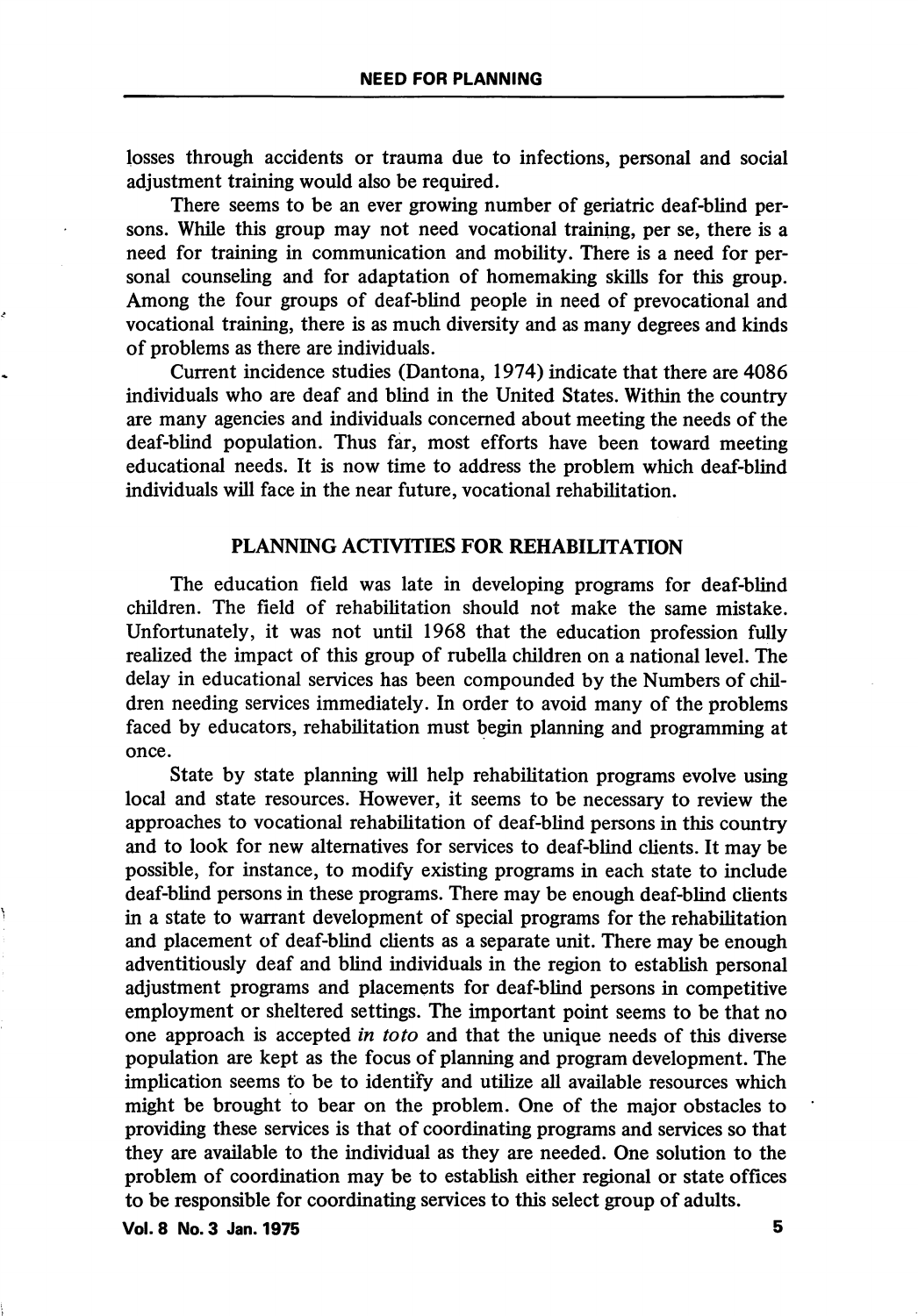losses through accidents or trauma due to infections, personal and social adjustment training would also be required.

There seems to be an ever growing number of geriatric deaf-blind persons. While this group may not need vocational training, per se, there is a need for training in communication and mobility. There is a need for personal counseling and for adaptation of homemaking skills for this group. Among the four groups of deaf-blind people in need of prevocational and vocational training, there is as much diversity and as many degrees and kinds of problems as there are individuals.

Current incidence studies (Dantona, 1974) indicate that there are 4086 individuals who are deaf and blind in the United States. Within the country are many agencies and individuals concerned about meeting the needs of the deaf-blind population. Thus far, most efforts have been toward meeting educational needs. It is now time to address the problem which deaf-blind individuals will face in the near future, vocational rehabilitation.

## PLANNING ACTIVITIES FOR REHABILITATION

The education field was late in developing programs for deaf-blind children. The field of rehabilitation should not make the same mistake. Unfortunately, it was not until 1968 that the education profession fully realized the impact of this group of rubella children on a national level. The delay in educational services has been compounded by the Numbers of children needing services immediately. In order to avoid many of the problems faced by educators, rehabilitation must begin planning and programming at once.

State by state planning will help rehabilitation programs evolve using local and state resources. However, it seems to be necessary to review the approaches to vocational rehabilitation of deaf-blind persons in this country and to look for new alternatives for services to deaf-blind clients. It may be possible, for instance, to modify existing programs in each state to include deaf-blind persons in these programs. There may be enough deaf-blind clients in a state to warrant development of special programs for the rehabilitation and placement of deaf-blind clients as a separate unit. There may be enough adventitiously deaf and blind individuals in the region to establish personal adjustment programs and placements for deaf-blind persons in competitive employment or sheltered settings. The important point seems to be that no one approach is accepted *in toto* and that the unique needs of this diverse population are kept as the focus of planning and program development. The implication seems to be to identify and utilize all available resources which might be brought to bear on the problem. One of the major obstacles to providing these services is that of coordinating programs and services so that they are available to the individual as they are needed. One solution to the problem of coordination may be to establish either regional or state offices to be responsible for coordinating services to this select group of adults.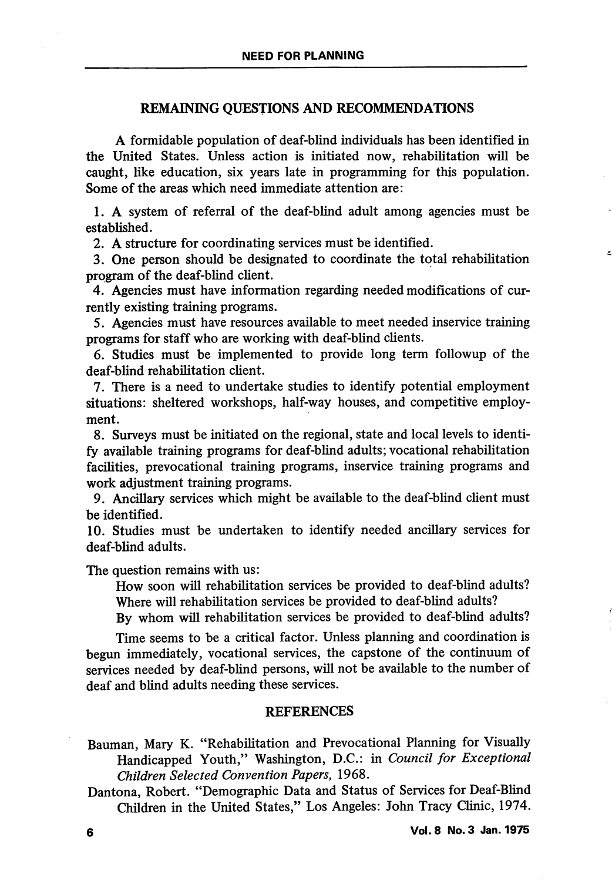## REMAINING QUESTIONS AND RECOMMENDATIONS

A formidable population of deaf-blind individuals has been identified in the United States. Unless action is initiated now, rehabilitation will be caught, like education, six years late in programming for this population. Some of the areas which need immediate attention are:

1. A system of referral of the deaf-blind adult among agencies must be established.
2. A structure for coordinating services must be identified.
3. One person should be designated to coordinate the total rehabilitation program of the deaf-blind client.
4. Agencies must have information regarding needed modifications of currently existing training programs.
5. Agencies must have resources available to meet needed inservice training programs for staff who are working with deaf-blind clients.
6. Studies must be implemented to provide long term followup of the deaf-blind rehabilitation client.
7. There is a need to undertake studies to identify potential employment situations: sheltered workshops, half-way houses, and competitive employment.
8. Surveys must be initiated on the regional, state and local levels to identify available training programs for deaf-blind adults; vocational rehabilitation facilities, prevocational training programs, inservice training programs and work adjustment training programs.
9. Ancillary services which might be available to the deaf-blind client must be identified.
10. Studies must be undertaken to identify needed ancillary services for deaf-blind adults.

The question remains with us:

How soon will rehabilitation services be provided to deaf-blind adults?
Where will rehabilitation services be provided to deaf-blind adults?
By whom will rehabilitation services be provided to deaf-blind adults?

Time seems to be a critical factor. Unless planning and coordination is begun immediately, vocational services, the capstone of the continuum of services needed by deaf-blind persons, will not be available to the number of deaf and blind adults needing these services.

## REFERENCES

Bauman, Mary K. "Rehabilitation and Prevocational Planning for Visually Handicapped Youth," Washington, D.C.: in *Council for Exceptional Children Selected Convention Papers,* 1968.

Dantona, Robert. "Demographic Data and Status of Services for Deaf-Blind Children in the United States," Los Angeles: John Tracy Clinic, 1974.